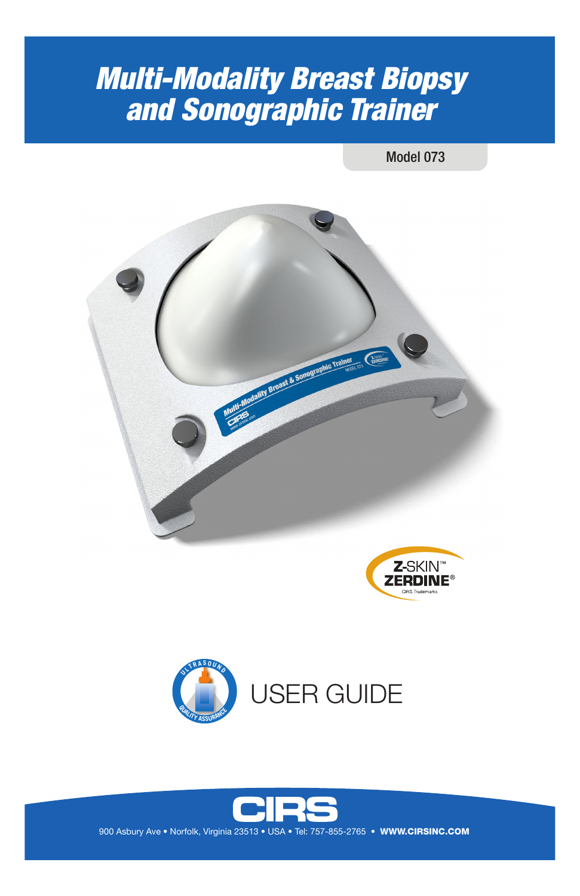# Multi-Modality Breast Biopsy and Sonographic Trainer

Model 073

Z-SKIN™
ZERDINE®
CIRS Trademarks

USER GUIDE

CIRS

900 Asbury Ave • Norfolk, Virginia 23513 • USA • Tel: 757-855-2765 • **WWW.CIRSINC.COM**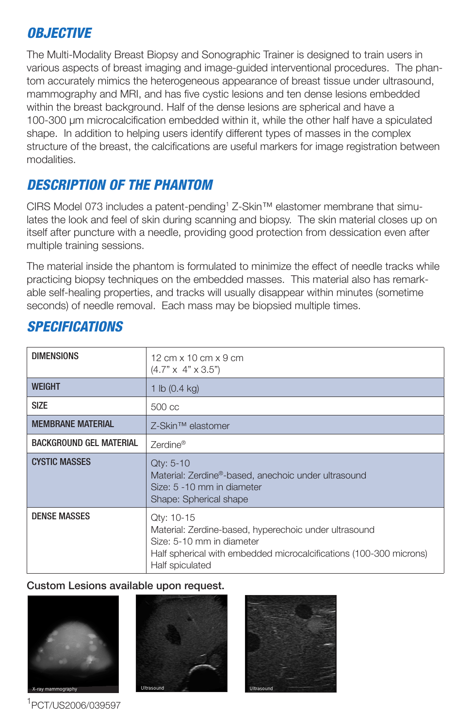## OBJECTIVE

The Multi-Modality Breast Biopsy and Sonographic Trainer is designed to train users in various aspects of breast imaging and image-guided interventional procedures. The phantom accurately mimics the heterogeneous appearance of breast tissue under ultrasound, mammography and MRI, and has five cystic lesions and ten dense lesions embedded within the breast background. Half of the dense lesions are spherical and have a 100-300 µm microcalcification embedded within it, while the other half have a spiculated shape. In addition to helping users identify different types of masses in the complex structure of the breast, the calcifications are useful markers for image registration between modalities.

## DESCRIPTION OF THE PHANTOM

CIRS Model 073 includes a patent-pending[1] Z-Skin™ elastomer membrane that simulates the look and feel of skin during scanning and biopsy. The skin material closes up on itself after puncture with a needle, providing good protection from dessication even after multiple training sessions.

The material inside the phantom is formulated to minimize the effect of needle tracks while practicing biopsy techniques on the embedded masses. This material also has remarkable self-healing properties, and tracks will usually disappear within minutes (sometime seconds) of needle removal. Each mass may be biopsied multiple times.

## SPECIFICATIONS

| | |
|---|---|
| DIMENSIONS | 12 cm x 10 cm x 9 cm<br>(4.7" x 4" x 3.5") |
| WEIGHT | 1 lb (0.4 kg) |
| SIZE | 500 cc |
| MEMBRANE MATERIAL | Z-Skin™ elastomer |
| BACKGROUND GEL MATERIAL | Zerdine® |
| CYSTIC MASSES | Qty: 5-10<br>Material: Zerdine®-based, anechoic under ultrasound<br>Size: 5 -10 mm in diameter<br>Shape: Spherical shape |
| DENSE MASSES | Qty: 10-15<br>Material: Zerdine-based, hyperechoic under ultrasound<br>Size: 5-10 mm in diameter<br>Half spherical with embedded microcalcifications (100-300 microns)<br>Half spiculated |

**Custom Lesions available upon request.**

X-ray mammography

Ultrasound

Ultrasound

[1] PCT/US2006/039597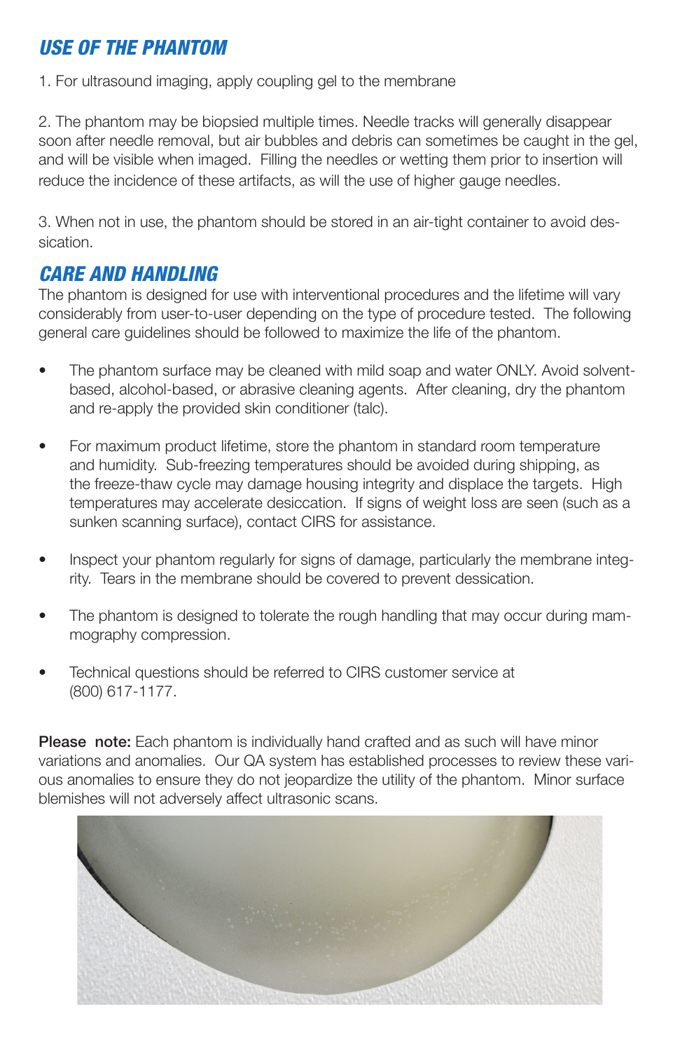## *USE OF THE PHANTOM*

1. For ultrasound imaging, apply coupling gel to the membrane

2. The phantom may be biopsied multiple times. Needle tracks will generally disappear soon after needle removal, but air bubbles and debris can sometimes be caught in the gel, and will be visible when imaged. Filling the needles or wetting them prior to insertion will reduce the incidence of these artifacts, as will the use of higher gauge needles.

3. When not in use, the phantom should be stored in an air-tight container to avoid dessication.

## *CARE AND HANDLING*

The phantom is designed for use with interventional procedures and the lifetime will vary considerably from user-to-user depending on the type of procedure tested. The following general care guidelines should be followed to maximize the life of the phantom.

- The phantom surface may be cleaned with mild soap and water ONLY. Avoid solvent-based, alcohol-based, or abrasive cleaning agents. After cleaning, dry the phantom and re-apply the provided skin conditioner (talc).

- For maximum product lifetime, store the phantom in standard room temperature and humidity. Sub-freezing temperatures should be avoided during shipping, as the freeze-thaw cycle may damage housing integrity and displace the targets. High temperatures may accelerate desiccation. If signs of weight loss are seen (such as a sunken scanning surface), contact CIRS for assistance.

- Inspect your phantom regularly for signs of damage, particularly the membrane integrity. Tears in the membrane should be covered to prevent dessication.

- The phantom is designed to tolerate the rough handling that may occur during mammography compression.

- Technical questions should be referred to CIRS customer service at (800) 617-1177.

**Please note:** Each phantom is individually hand crafted and as such will have minor variations and anomalies. Our QA system has established processes to review these various anomalies to ensure they do not jeopardize the utility of the phantom. Minor surface blemishes will not adversely affect ultrasonic scans.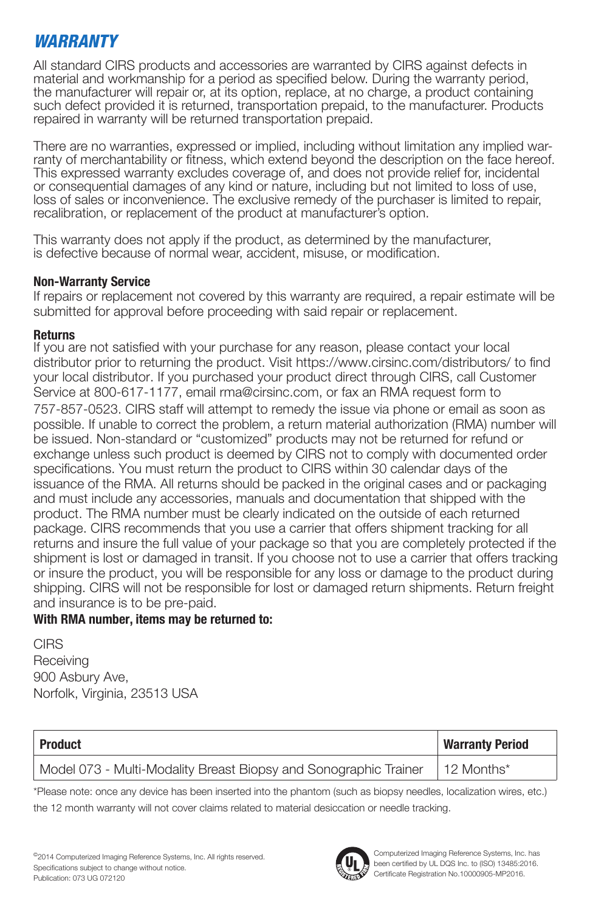## *WARRANTY*

All standard CIRS products and accessories are warranted by CIRS against defects in material and workmanship for a period as specified below. During the warranty period, the manufacturer will repair or, at its option, replace, at no charge, a product containing such defect provided it is returned, transportation prepaid, to the manufacturer. Products repaired in warranty will be returned transportation prepaid.

There are no warranties, expressed or implied, including without limitation any implied warranty of merchantability or fitness, which extend beyond the description on the face hereof. This expressed warranty excludes coverage of, and does not provide relief for, incidental or consequential damages of any kind or nature, including but not limited to loss of use, loss of sales or inconvenience. The exclusive remedy of the purchaser is limited to repair, recalibration, or replacement of the product at manufacturer's option.

This warranty does not apply if the product, as determined by the manufacturer, is defective because of normal wear, accident, misuse, or modification.

**Non-Warranty Service**

If repairs or replacement not covered by this warranty are required, a repair estimate will be submitted for approval before proceeding with said repair or replacement.

**Returns**

If you are not satisfied with your purchase for any reason, please contact your local distributor prior to returning the product. Visit https://www.cirsinc.com/distributors/ to find your local distributor. If you purchased your product direct through CIRS, call Customer Service at 800-617-1177, email rma@cirsinc.com, or fax an RMA request form to 757-857-0523. CIRS staff will attempt to remedy the issue via phone or email as soon as possible. If unable to correct the problem, a return material authorization (RMA) number will be issued. Non-standard or "customized" products may not be returned for refund or exchange unless such product is deemed by CIRS not to comply with documented order specifications. You must return the product to CIRS within 30 calendar days of the issuance of the RMA. All returns should be packed in the original cases and or packaging and must include any accessories, manuals and documentation that shipped with the product. The RMA number must be clearly indicated on the outside of each returned package. CIRS recommends that you use a carrier that offers shipment tracking for all returns and insure the full value of your package so that you are completely protected if the shipment is lost or damaged in transit. If you choose not to use a carrier that offers tracking or insure the product, you will be responsible for any loss or damage to the product during shipping. CIRS will not be responsible for lost or damaged return shipments. Return freight and insurance is to be pre-paid.

**With RMA number, items may be returned to:**

CIRS
Receiving
900 Asbury Ave,
Norfolk, Virginia, 23513 USA

| Product | Warranty Period |
|---|---|
| Model 073 - Multi-Modality Breast Biopsy and Sonographic Trainer | 12 Months* |

*Please note: once any device has been inserted into the phantom (such as biopsy needles, localization wires, etc.) the 12 month warranty will not cover claims related to material desiccation or needle tracking.

©2014 Computerized Imaging Reference Systems, Inc. All rights reserved.
Specifications subject to change without notice.
Publication: 073 UG 072120

Computerized Imaging Reference Systems, Inc. has been certified by UL DQS Inc. to (ISO) 13485:2016. Certificate Registration No.10000905-MP2016.